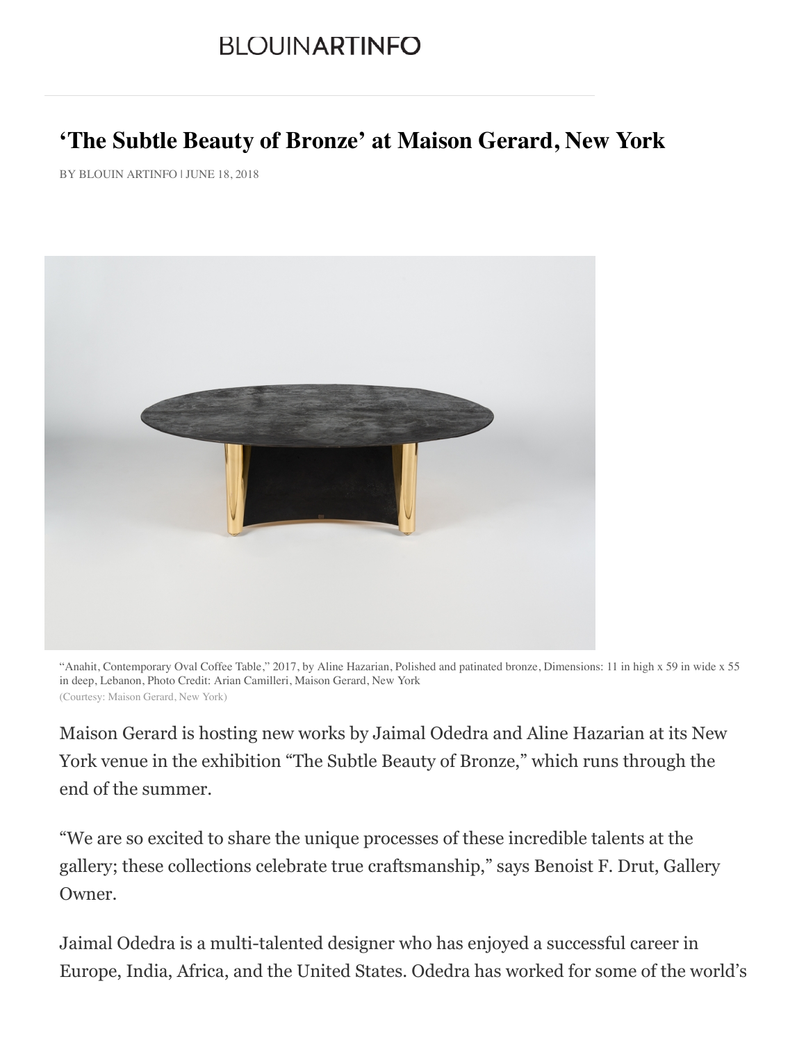BLOUINARTINFO

# 'The Subtle Beauty of Bronze' at Maison Gerard, New York

BY BLOUIN ARTINFO | JUNE 18, 2018

"Anahit, Contemporary Oval Coffee Table," 2017, by Aline Hazarian, Polished and patinated bronze, Dimensions: 11 in high x 59 in wide x 55 in deep, Lebanon, Photo Credit: Arian Camilleri, Maison Gerard, New York
(Courtesy: Maison Gerard, New York)

Maison Gerard is hosting new works by Jaimal Odedra and Aline Hazarian at its New York venue in the exhibition "The Subtle Beauty of Bronze," which runs through the end of the summer.

"We are so excited to share the unique processes of these incredible talents at the gallery; these collections celebrate true craftsmanship," says Benoist F. Drut, Gallery Owner.

Jaimal Odedra is a multi-talented designer who has enjoyed a successful career in Europe, India, Africa, and the United States. Odedra has worked for some of the world's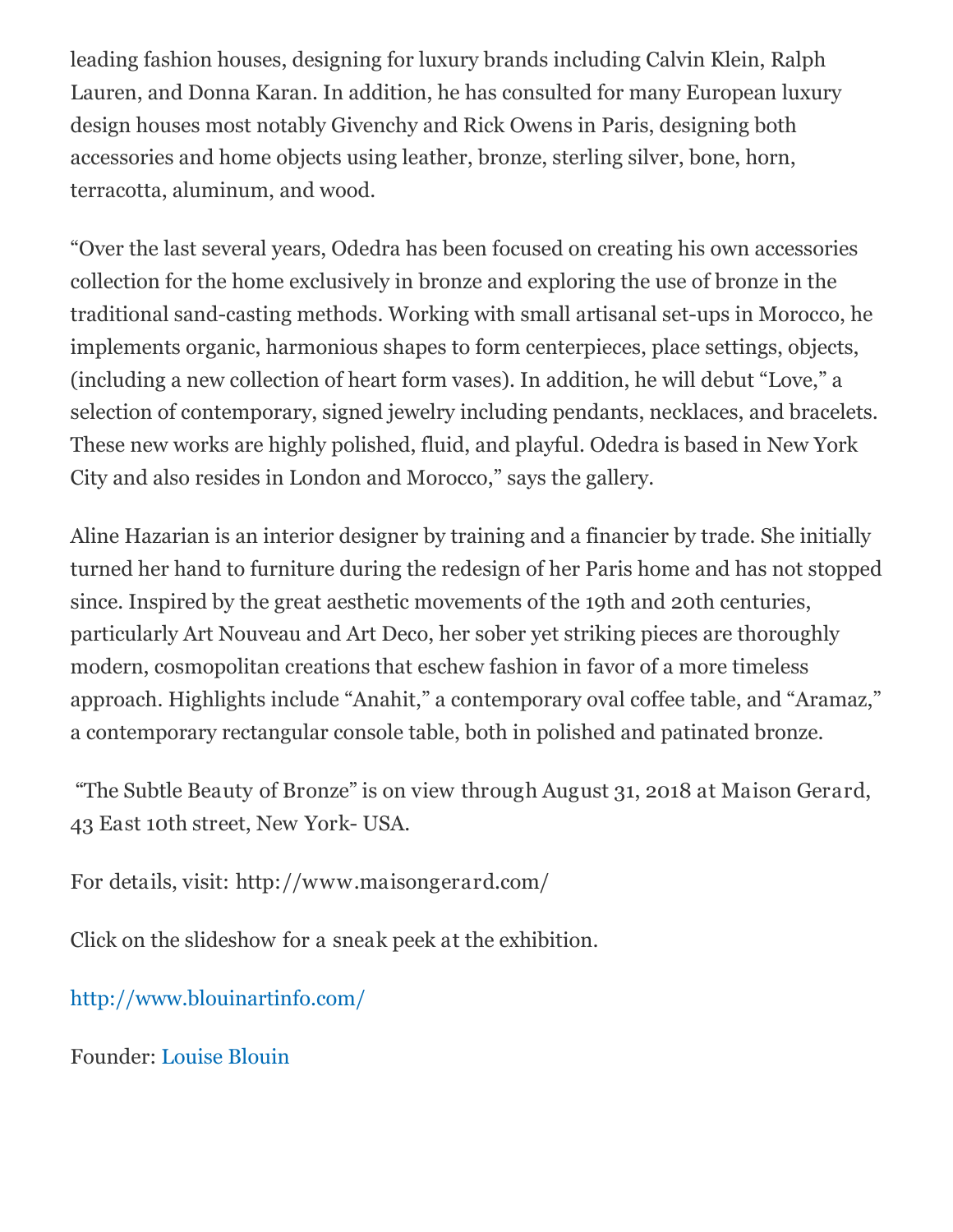leading fashion houses, designing for luxury brands including Calvin Klein, Ralph Lauren, and Donna Karan. In addition, he has consulted for many European luxury design houses most notably Givenchy and Rick Owens in Paris, designing both accessories and home objects using leather, bronze, sterling silver, bone, horn, terracotta, aluminum, and wood.

"Over the last several years, Odedra has been focused on creating his own accessories collection for the home exclusively in bronze and exploring the use of bronze in the traditional sand-casting methods. Working with small artisanal set-ups in Morocco, he implements organic, harmonious shapes to form centerpieces, place settings, objects, (including a new collection of heart form vases). In addition, he will debut "Love," a selection of contemporary, signed jewelry including pendants, necklaces, and bracelets. These new works are highly polished, fluid, and playful. Odedra is based in New York City and also resides in London and Morocco," says the gallery.

Aline Hazarian is an interior designer by training and a financier by trade. She initially turned her hand to furniture during the redesign of her Paris home and has not stopped since. Inspired by the great aesthetic movements of the 19th and 20th centuries, particularly Art Nouveau and Art Deco, her sober yet striking pieces are thoroughly modern, cosmopolitan creations that eschew fashion in favor of a more timeless approach. Highlights include "Anahit," a contemporary oval coffee table, and "Aramaz," a contemporary rectangular console table, both in polished and patinated bronze.

"The Subtle Beauty of Bronze" is on view through August 31, 2018 at Maison Gerard, 43 East 10th street, New York- USA.

For details, visit: http://www.maisongerard.com/

Click on the slideshow for a sneak peek at the exhibition.

http://www.blouinartinfo.com/

Founder: Louise Blouin